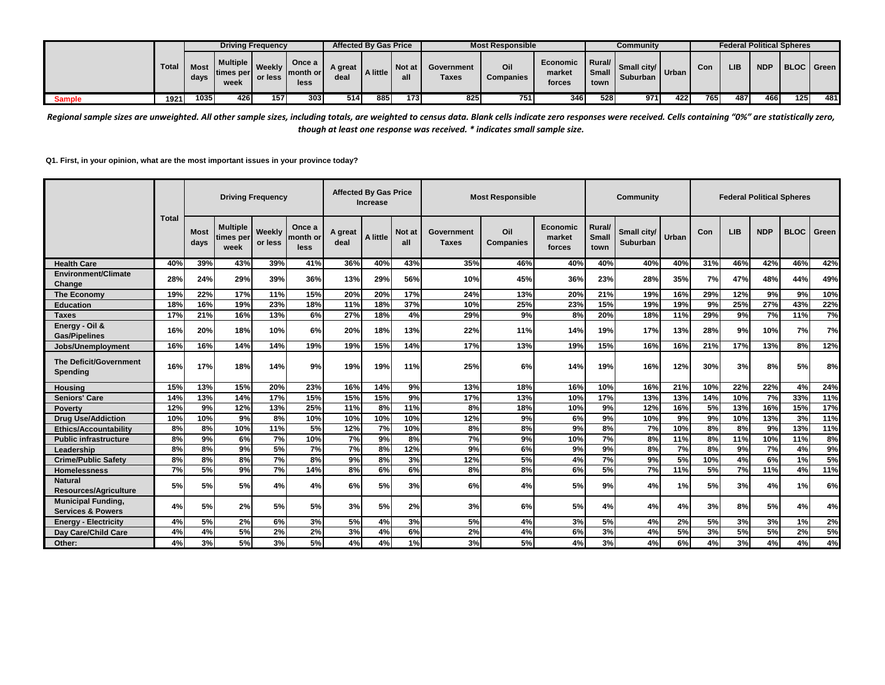| | Total | Driving Frequency | | | | Affected By Gas Price | | | Most Responsible | | | Community | | | Federal Political Spheres | | | | |
|---|---|---|---|---|---|---|---|---|---|---|---|---|---|---|---|---|---|---|---|
| | | Most days | Multiple times per week | Weekly or less | Once a month or less | A great deal | A little | Not at all | Government Taxes | Oil Companies | Economic market forces | Rural/ Small town | Small city/ Suburban | Urban | Con | LIB | NDP | BLOC | Green |
| Sample | 1921 | 1035 | 426 | 157 | 303 | 514 | 885 | 173 | 825 | 751 | 346 | 528 | 971 | 422 | 765 | 487 | 466 | 125 | 481 |

*Regional sample sizes are unweighted. All other sample sizes, including totals, are weighted to census data. Blank cells indicate zero responses were received. Cells containing "0%" are statistically zero, though at least one response was received. * indicates small sample size.*

**Q1. First, in your opinion, what are the most important issues in your province today?**

| | Total | Driving Frequency | | | | Affected By Gas Price Increase | | | Most Responsible | | | Community | | | Federal Political Spheres | | | | |
|---|---|---|---|---|---|---|---|---|---|---|---|---|---|---|---|---|---|---|---|
| | | Most days | Multiple times per week | Weekly or less | Once a month or less | A great deal | A little | Not at all | Government Taxes | Oil Companies | Economic market forces | Rural/ Small town | Small city/ Suburban | Urban | Con | LIB | NDP | BLOC | Green |
| Health Care | 40% | 39% | 43% | 39% | 41% | 36% | 40% | 43% | 35% | 46% | 40% | 40% | 40% | 40% | 31% | 46% | 42% | 46% | 42% |
| Environment/Climate Change | 28% | 24% | 29% | 39% | 36% | 13% | 29% | 56% | 10% | 45% | 36% | 23% | 28% | 35% | 7% | 47% | 48% | 44% | 49% |
| The Economy | 19% | 22% | 17% | 11% | 15% | 20% | 20% | 17% | 24% | 13% | 20% | 21% | 19% | 16% | 29% | 12% | 9% | 9% | 10% |
| Education | 18% | 16% | 19% | 23% | 18% | 11% | 18% | 37% | 10% | 25% | 23% | 15% | 19% | 19% | 9% | 25% | 27% | 43% | 22% |
| Taxes | 17% | 21% | 16% | 13% | 6% | 27% | 18% | 4% | 29% | 9% | 8% | 20% | 18% | 11% | 29% | 9% | 7% | 11% | 7% |
| Energy - Oil & Gas/Pipelines | 16% | 20% | 18% | 10% | 6% | 20% | 18% | 13% | 22% | 11% | 14% | 19% | 17% | 13% | 28% | 9% | 10% | 7% | 7% |
| Jobs/Unemployment | 16% | 16% | 14% | 14% | 19% | 19% | 15% | 14% | 17% | 13% | 19% | 15% | 16% | 16% | 21% | 17% | 13% | 8% | 12% |
| The Deficit/Government Spending | 16% | 17% | 18% | 14% | 9% | 19% | 19% | 11% | 25% | 6% | 14% | 19% | 16% | 12% | 30% | 3% | 8% | 5% | 8% |
| Housing | 15% | 13% | 15% | 20% | 23% | 16% | 14% | 9% | 13% | 18% | 16% | 10% | 16% | 21% | 10% | 22% | 22% | 4% | 24% |
| Seniors' Care | 14% | 13% | 14% | 17% | 15% | 15% | 15% | 9% | 17% | 13% | 10% | 17% | 13% | 13% | 14% | 10% | 7% | 33% | 11% |
| Poverty | 12% | 9% | 12% | 13% | 25% | 11% | 8% | 11% | 8% | 18% | 10% | 9% | 12% | 16% | 5% | 13% | 16% | 15% | 17% |
| Drug Use/Addiction | 10% | 10% | 9% | 8% | 10% | 10% | 10% | 10% | 12% | 9% | 6% | 9% | 10% | 9% | 9% | 10% | 13% | 3% | 11% |
| Ethics/Accountability | 8% | 8% | 10% | 11% | 5% | 12% | 7% | 10% | 8% | 8% | 9% | 8% | 7% | 10% | 8% | 8% | 9% | 13% | 11% |
| Public infrastructure | 8% | 9% | 6% | 7% | 10% | 7% | 9% | 8% | 7% | 9% | 10% | 7% | 8% | 11% | 8% | 11% | 10% | 11% | 8% |
| Leadership | 8% | 8% | 9% | 5% | 7% | 7% | 8% | 12% | 9% | 6% | 9% | 9% | 8% | 7% | 8% | 9% | 7% | 4% | 9% |
| Crime/Public Safety | 8% | 8% | 8% | 7% | 8% | 9% | 8% | 3% | 12% | 5% | 4% | 7% | 9% | 5% | 10% | 4% | 6% | 1% | 5% |
| Homelessness | 7% | 5% | 9% | 7% | 14% | 8% | 6% | 6% | 8% | 8% | 6% | 5% | 7% | 11% | 5% | 7% | 11% | 4% | 11% |
| Natural Resources/Agriculture | 5% | 5% | 5% | 4% | 4% | 6% | 5% | 3% | 6% | 4% | 5% | 9% | 4% | 1% | 5% | 3% | 4% | 1% | 6% |
| Municipal Funding, Services & Powers | 4% | 5% | 2% | 5% | 5% | 3% | 5% | 2% | 3% | 6% | 5% | 4% | 4% | 4% | 3% | 8% | 5% | 4% | 4% |
| Energy - Electricity | 4% | 5% | 2% | 6% | 3% | 5% | 4% | 3% | 5% | 4% | 3% | 5% | 4% | 2% | 5% | 3% | 3% | 1% | 2% |
| Day Care/Child Care | 4% | 4% | 5% | 2% | 2% | 3% | 4% | 6% | 2% | 4% | 6% | 3% | 4% | 5% | 3% | 5% | 5% | 2% | 5% |
| Other: | 4% | 3% | 5% | 3% | 5% | 4% | 4% | 1% | 3% | 5% | 4% | 3% | 4% | 6% | 4% | 3% | 4% | 4% | 4% |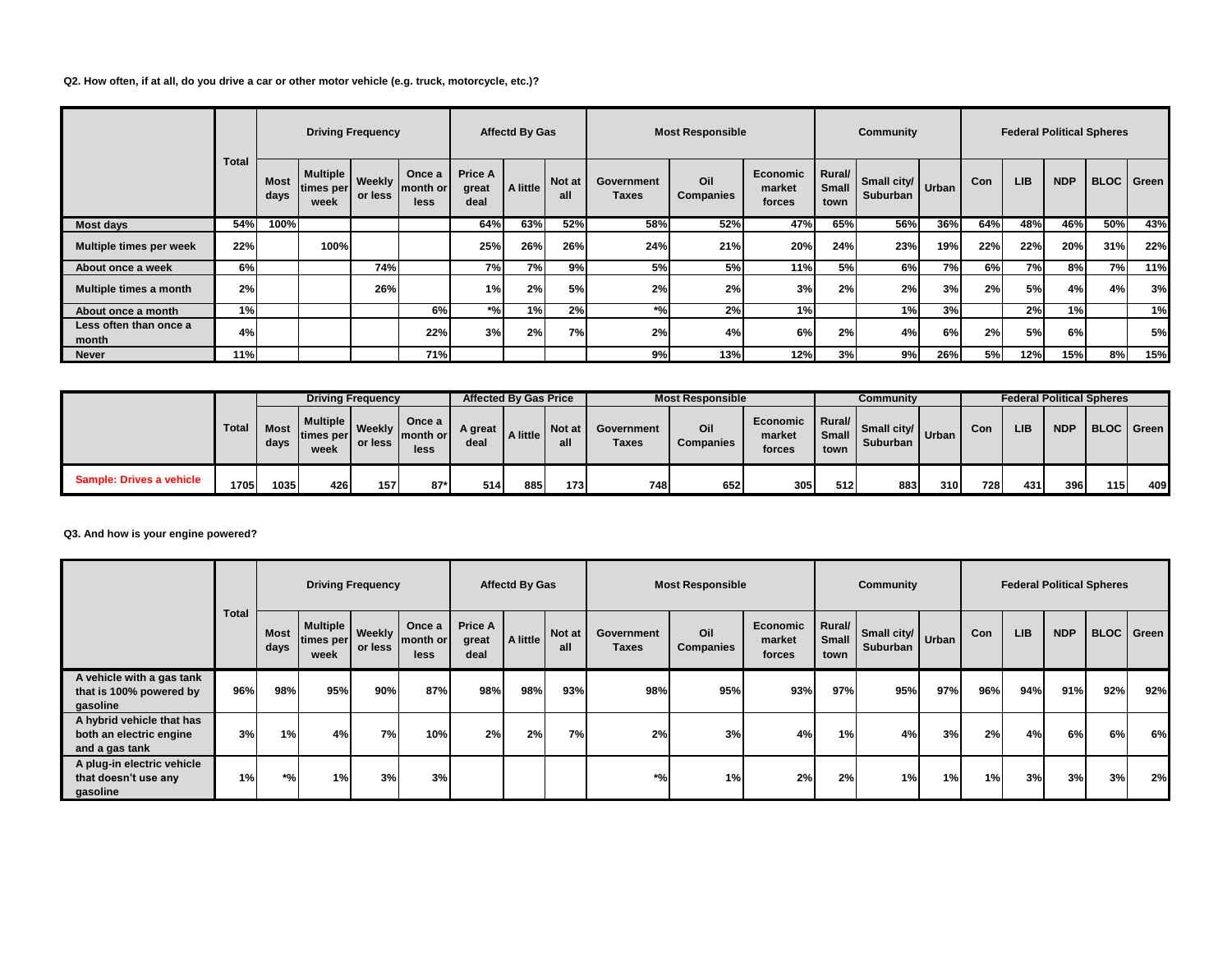**Q2. How often, if at all, do you drive a car or other motor vehicle (e.g. truck, motorcycle, etc.)?**

| | Total | Driving Frequency | | | | Affectd By Gas | | | Most Responsible | | | Community | | | Federal Political Spheres | | | | |
|---|---|---|---|---|---|---|---|---|---|---|---|---|---|---|---|---|---|---|---|
| | | Most days | Multiple times per week | Weekly or less | Once a month or less | Price A great deal | A little | Not at all | Government Taxes | Oil Companies | Economic market forces | Rural/ Small town | Small city/ Suburban | Urban | Con | LIB | NDP | BLOC | Green |
| Most days | 54% | 100% | | | | 64% | 63% | 52% | 58% | 52% | 47% | 65% | 56% | 36% | 64% | 48% | 46% | 50% | 43% |
| Multiple times per week | 22% | | 100% | | | 25% | 26% | 26% | 24% | 21% | 20% | 24% | 23% | 19% | 22% | 22% | 20% | 31% | 22% |
| About once a week | 6% | | | 74% | | 7% | 7% | 9% | 5% | 5% | 11% | 5% | 6% | 7% | 6% | 7% | 8% | 7% | 11% |
| Multiple times a month | 2% | | | 26% | | 1% | 2% | 5% | 2% | 2% | 3% | 2% | 2% | 3% | 2% | 5% | 4% | 4% | 3% |
| About once a month | 1% | | | | 6% | *% | 1% | 2% | *% | 2% | 1% | | 1% | 3% | | 2% | 1% | | 1% |
| Less often than once a month | 4% | | | | 22% | 3% | 2% | 7% | 2% | 4% | 6% | 2% | 4% | 6% | 2% | 5% | 6% | | 5% |
| Never | 11% | | | | 71% | | | | 9% | 13% | 12% | 3% | 9% | 26% | 5% | 12% | 15% | 8% | 15% |

| | Total | Driving Frequency | | | | Affected By Gas Price | | | Most Responsible | | | Community | | | Federal Political Spheres | | | | |
|---|---|---|---|---|---|---|---|---|---|---|---|---|---|---|---|---|---|---|---|
| | | Most days | Multiple times per week | Weekly or less | Once a month or less | A great deal | A little | Not at all | Government Taxes | Oil Companies | Economic market forces | Rural/ Small town | Small city/ Suburban | Urban | Con | LIB | NDP | BLOC | Green |
| Sample: Drives a vehicle | 1705 | 1035 | 426 | 157 | 87* | 514 | 885 | 173 | 748 | 652 | 305 | 512 | 883 | 310 | 728 | 431 | 396 | 115 | 409 |

**Q3. And how is your engine powered?**

| | Total | Driving Frequency | | | | Affectd By Gas | | | Most Responsible | | | Community | | | Federal Political Spheres | | | | |
|---|---|---|---|---|---|---|---|---|---|---|---|---|---|---|---|---|---|---|---|
| | | Most days | Multiple times per week | Weekly or less | Once a month or less | Price A great deal | A little | Not at all | Government Taxes | Oil Companies | Economic market forces | Rural/ Small town | Small city/ Suburban | Urban | Con | LIB | NDP | BLOC | Green |
| A vehicle with a gas tank that is 100% powered by gasoline | 96% | 98% | 95% | 90% | 87% | 98% | 98% | 93% | 98% | 95% | 93% | 97% | 95% | 97% | 96% | 94% | 91% | 92% | 92% |
| A hybrid vehicle that has both an electric engine and a gas tank | 3% | 1% | 4% | 7% | 10% | 2% | 2% | 7% | 2% | 3% | 4% | 1% | 4% | 3% | 2% | 4% | 6% | 6% | 6% |
| A plug-in electric vehicle that doesn't use any gasoline | 1% | *% | 1% | 3% | 3% | | | | *% | 1% | 2% | 2% | 1% | 1% | 1% | 3% | 3% | 3% | 2% |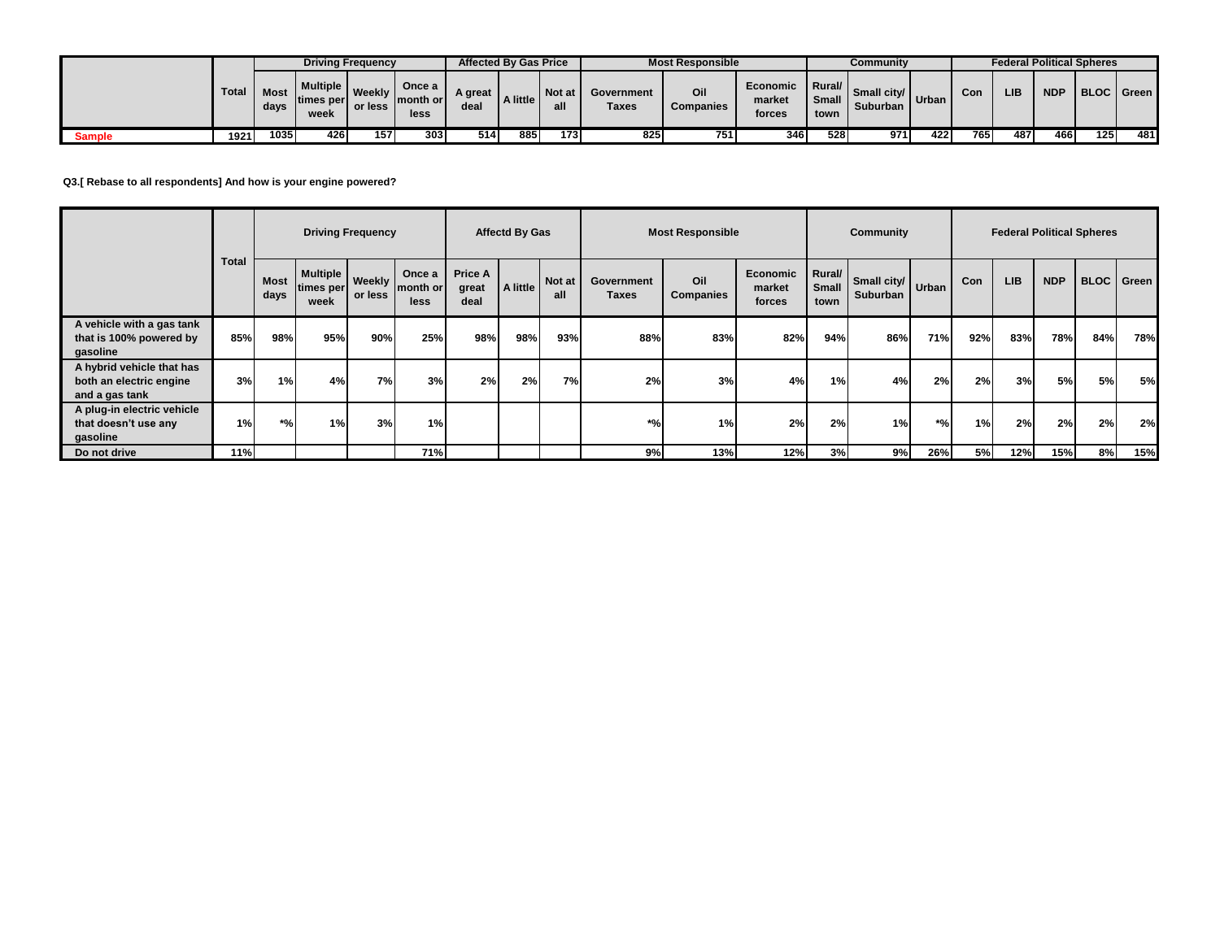| | Total | Driving Frequency | | | | Affected By Gas Price | | | Most Responsible | | | Community | | | Federal Political Spheres | | | | |
|---|---|---|---|---|---|---|---|---|---|---|---|---|---|---|---|---|---|---|---|
| | | Most days | Multiple times per week | Weekly or less | Once a month or less | A great deal | A little | Not at all | Government Taxes | Oil Companies | Economic market forces | Rural/ Small town | Small city/ Suburban | Urban | Con | LIB | NDP | BLOC | Green |
| Sample | 1921 | 1035 | 426 | 157 | 303 | 514 | 885 | 173 | 825 | 751 | 346 | 528 | 971 | 422 | 765 | 487 | 466 | 125 | 481 |

**Q3.[ Rebase to all respondents] And how is your engine powered?**

| | Total | Driving Frequency | | | | Affectd By Gas | | | Most Responsible | | | Community | | | Federal Political Spheres | | | | |
|---|---|---|---|---|---|---|---|---|---|---|---|---|---|---|---|---|---|---|---|
| | | Most days | Multiple times per week | Weekly or less | Once a month or less | Price A great deal | A little | Not at all | Government Taxes | Oil Companies | Economic market forces | Rural/ Small town | Small city/ Suburban | Urban | Con | LIB | NDP | BLOC | Green |
| A vehicle with a gas tank that is 100% powered by gasoline | 85% | 98% | 95% | 90% | 25% | 98% | 98% | 93% | 88% | 83% | 82% | 94% | 86% | 71% | 92% | 83% | 78% | 84% | 78% |
| A hybrid vehicle that has both an electric engine and a gas tank | 3% | 1% | 4% | 7% | 3% | 2% | 2% | 7% | 2% | 3% | 4% | 1% | 4% | 2% | 2% | 3% | 5% | 5% | 5% |
| A plug-in electric vehicle that doesn't use any gasoline | 1% | *% | 1% | 3% | 1% | | | | *% | 1% | 2% | 2% | 1% | *% | 1% | 2% | 2% | 2% | 2% |
| Do not drive | 11% | | | | 71% | | | | 9% | 13% | 12% | 3% | 9% | 26% | 5% | 12% | 15% | 8% | 15% |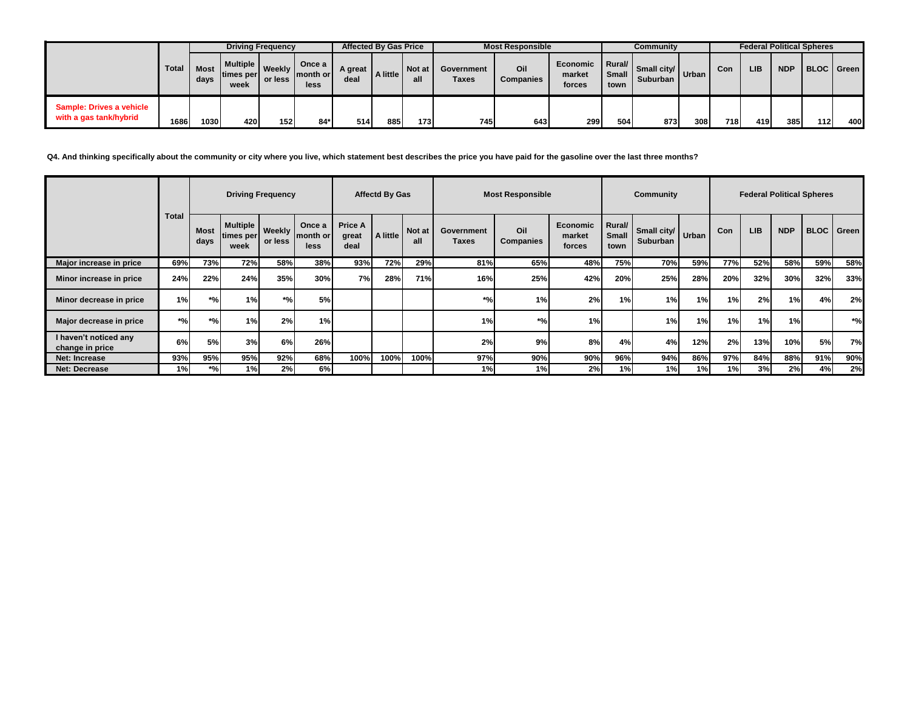| | Total | Driving Frequency | | | | Affected By Gas Price | | | Most Responsible | | | Community | | | Federal Political Spheres | | | | |
|---|---|---|---|---|---|---|---|---|---|---|---|---|---|---|---|---|---|---|---|
| | | Most days | Multiple times per week | Weekly or less | Once a month or less | A great deal | A little | Not at all | Government Taxes | Oil Companies | Economic market forces | Rural/ Small town | Small city/ Suburban | Urban | Con | LIB | NDP | BLOC | Green |
| Sample: Drives a vehicle with a gas tank/hybrid | 1686 | 1030 | 420 | 152 | 84* | 514 | 885 | 173 | 745 | 643 | 299 | 504 | 873 | 308 | 718 | 419 | 385 | 112 | 400 |

**Q4. And thinking specifically about the community or city where you live, which statement best describes the price you have paid for the gasoline over the last three months?**

| | Total | Driving Frequency | | | | Affectd By Gas | | | Most Responsible | | | Community | | | Federal Political Spheres | | | | |
|---|---|---|---|---|---|---|---|---|---|---|---|---|---|---|---|---|---|---|---|
| | | Most days | Multiple times per week | Weekly or less | Once a month or less | Price A great deal | A little | Not at all | Government Taxes | Oil Companies | Economic market forces | Rural/ Small town | Small city/ Suburban | Urban | Con | LIB | NDP | BLOC | Green |
| Major increase in price | 69% | 73% | 72% | 58% | 38% | 93% | 72% | 29% | 81% | 65% | 48% | 75% | 70% | 59% | 77% | 52% | 58% | 59% | 58% |
| Minor increase in price | 24% | 22% | 24% | 35% | 30% | 7% | 28% | 71% | 16% | 25% | 42% | 20% | 25% | 28% | 20% | 32% | 30% | 32% | 33% |
| Minor decrease in price | 1% | *% | 1% | *% | 5% | | | | *% | 1% | 2% | 1% | 1% | 1% | 1% | 2% | 1% | 4% | 2% |
| Major decrease in price | *% | *% | 1% | 2% | 1% | | | | 1% | *% | 1% | | 1% | 1% | 1% | 1% | 1% | | *% |
| I haven't noticed any change in price | 6% | 5% | 3% | 6% | 26% | | | | 2% | 9% | 8% | 4% | 4% | 12% | 2% | 13% | 10% | 5% | 7% |
| Net: Increase | 93% | 95% | 95% | 92% | 68% | 100% | 100% | 100% | 97% | 90% | 90% | 96% | 94% | 86% | 97% | 84% | 88% | 91% | 90% |
| Net: Decrease | 1% | *% | 1% | 2% | 6% | | | | 1% | 1% | 2% | 1% | 1% | 1% | 1% | 3% | 2% | 4% | 2% |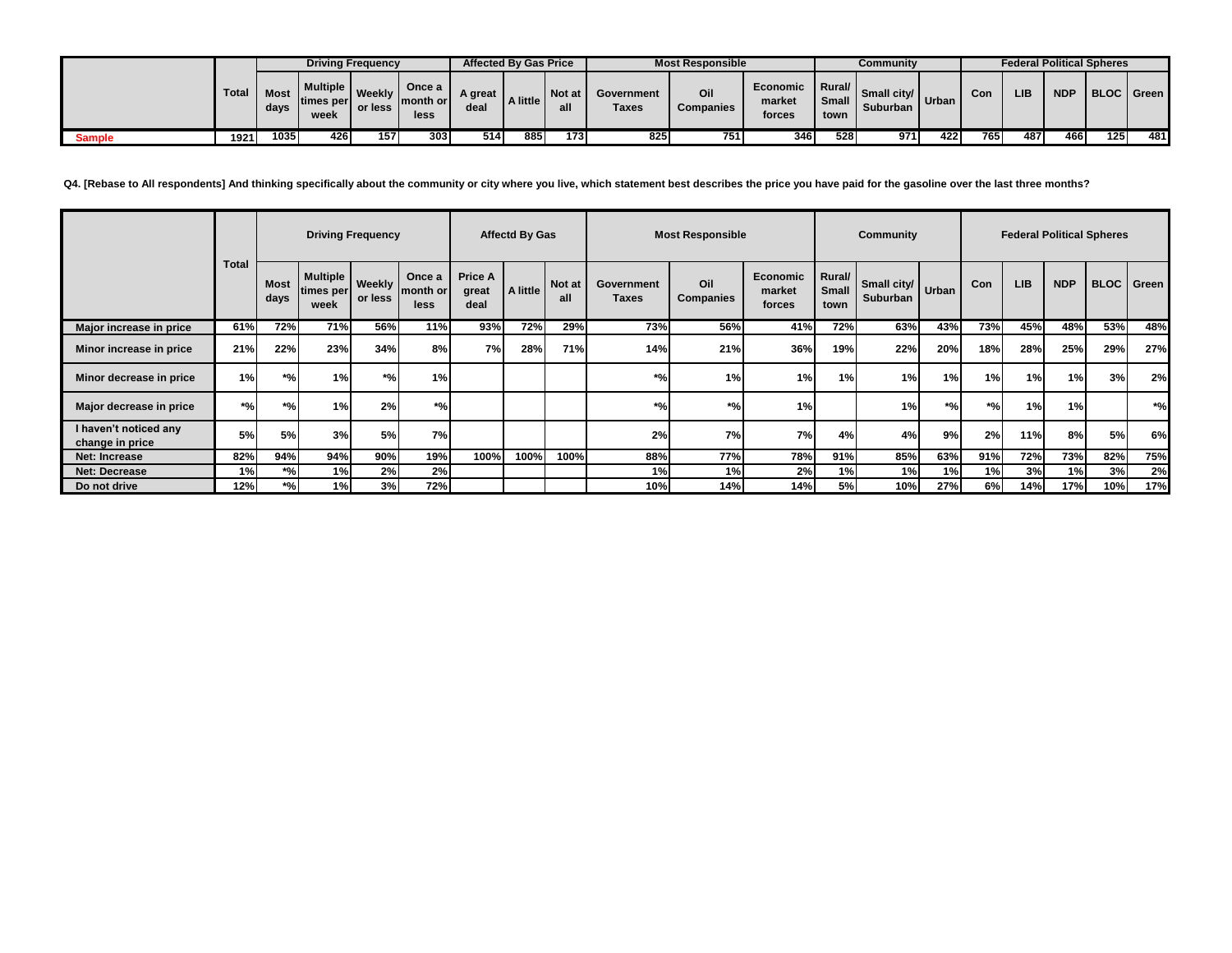| | Total | Driving Frequency | | | | Affected By Gas Price | | | Most Responsible | | | Community | | | Federal Political Spheres | | | | |
|---|---|---|---|---|---|---|---|---|---|---|---|---|---|---|---|---|---|---|---|
| | | Most days | Multiple times per week | Weekly or less | Once a month or less | A great deal | A little | Not at all | Government Taxes | Oil Companies | Economic market forces | Rural/ Small town | Small city/ Suburban | Urban | Con | LIB | NDP | BLOC | Green |
| Sample | 1921 | 1035 | 426 | 157 | 303 | 514 | 885 | 173 | 825 | 751 | 346 | 528 | 971 | 422 | 765 | 487 | 466 | 125 | 481 |

**Q4. [Rebase to All respondents] And thinking specifically about the community or city where you live, which statement best describes the price you have paid for the gasoline over the last three months?**

| | Total | Driving Frequency | | | | Affectd By Gas | | | Most Responsible | | | Community | | | Federal Political Spheres | | | | |
|---|---|---|---|---|---|---|---|---|---|---|---|---|---|---|---|---|---|---|---|
| | | Most days | Multiple times per week | Weekly or less | Once a month or less | Price A great deal | A little | Not at all | Government Taxes | Oil Companies | Economic market forces | Rural/ Small town | Small city/ Suburban | Urban | Con | LIB | NDP | BLOC | Green |
| Major increase in price | 61% | 72% | 71% | 56% | 11% | 93% | 72% | 29% | 73% | 56% | 41% | 72% | 63% | 43% | 73% | 45% | 48% | 53% | 48% |
| Minor increase in price | 21% | 22% | 23% | 34% | 8% | 7% | 28% | 71% | 14% | 21% | 36% | 19% | 22% | 20% | 18% | 28% | 25% | 29% | 27% |
| Minor decrease in price | 1% | *% | 1% | *% | 1% | | | | *% | 1% | 1% | 1% | 1% | 1% | 1% | 1% | 1% | 3% | 2% |
| Major decrease in price | *% | *% | 1% | 2% | *% | | | | *% | *% | 1% | | 1% | *% | *% | 1% | 1% | | *% |
| I haven't noticed any change in price | 5% | 5% | 3% | 5% | 7% | | | | 2% | 7% | 7% | 4% | 4% | 9% | 2% | 11% | 8% | 5% | 6% |
| Net: Increase | 82% | 94% | 94% | 90% | 19% | 100% | 100% | 100% | 88% | 77% | 78% | 91% | 85% | 63% | 91% | 72% | 73% | 82% | 75% |
| Net: Decrease | 1% | *% | 1% | 2% | 2% | | | | 1% | 1% | 2% | 1% | 1% | 1% | 1% | 3% | 1% | 3% | 2% |
| Do not drive | 12% | *% | 1% | 3% | 72% | | | | 10% | 14% | 14% | 5% | 10% | 27% | 6% | 14% | 17% | 10% | 17% |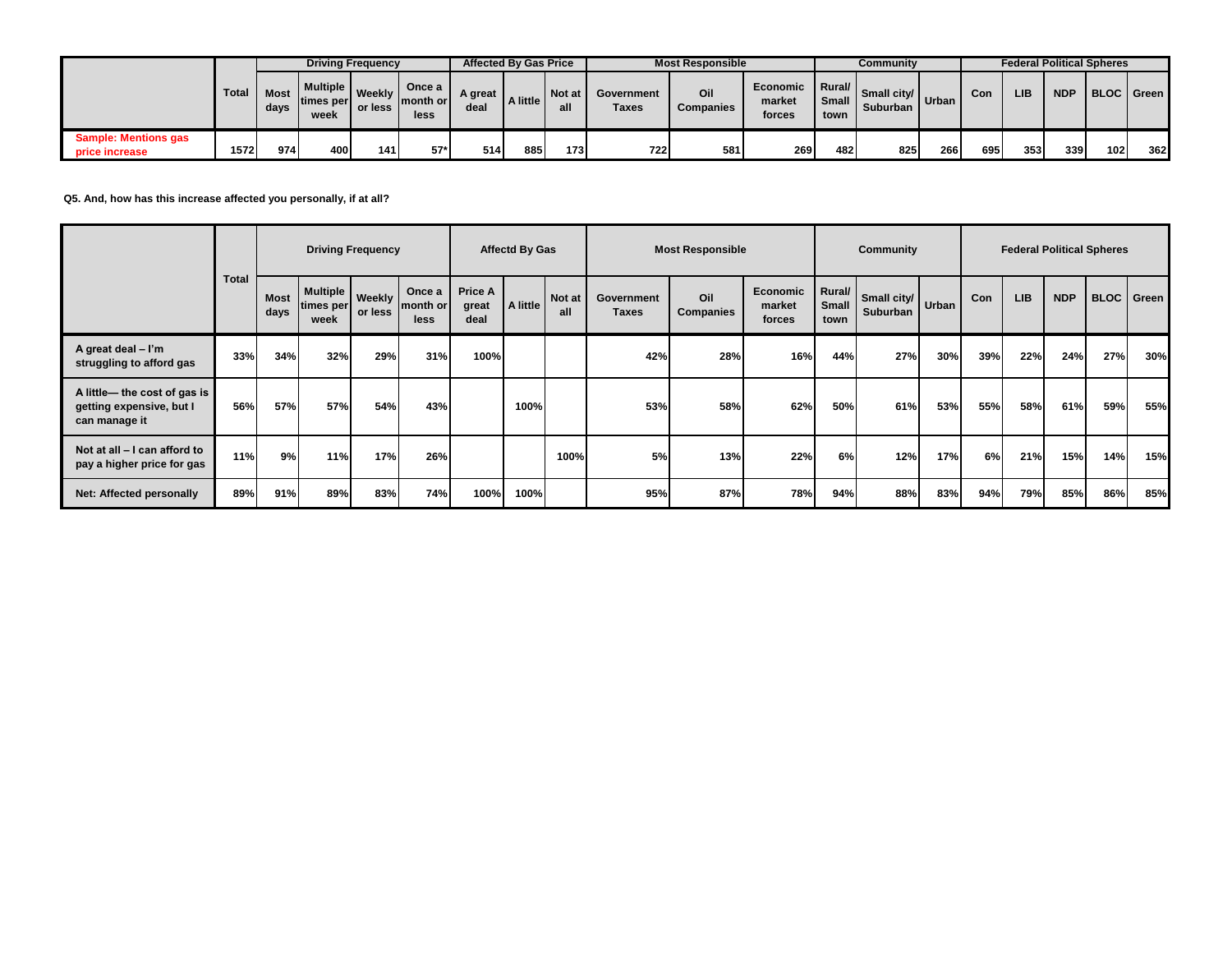| | Total | Driving Frequency | | | | Affected By Gas Price | | | Most Responsible | | | Community | | | Federal Political Spheres | | | | |
|---|---|---|---|---|---|---|---|---|---|---|---|---|---|---|---|---|---|---|---|
| | | Most days | Multiple times per week | Weekly or less | Once a month or less | A great deal | A little | Not at all | Government Taxes | Oil Companies | Economic market forces | Rural/ Small town | Small city/ Suburban | Urban | Con | LIB | NDP | BLOC | Green |
| Sample: Mentions gas price increase | 1572 | 974 | 400 | 141 | 57* | 514 | 885 | 173 | 722 | 581 | 269 | 482 | 825 | 266 | 695 | 353 | 339 | 102 | 362 |

**Q5. And, how has this increase affected you personally, if at all?**

| | Total | Driving Frequency | | | | Affectd By Gas | | | Most Responsible | | | Community | | | Federal Political Spheres | | | | |
|---|---|---|---|---|---|---|---|---|---|---|---|---|---|---|---|---|---|---|---|
| | | Most days | Multiple times per week | Weekly or less | Once a month or less | Price A great deal | A little | Not at all | Government Taxes | Oil Companies | Economic market forces | Rural/ Small town | Small city/ Suburban | Urban | Con | LIB | NDP | BLOC | Green |
| A great deal – I'm struggling to afford gas | 33% | 34% | 32% | 29% | 31% | 100% | | | 42% | 28% | 16% | 44% | 27% | 30% | 39% | 22% | 24% | 27% | 30% |
| A little— the cost of gas is getting expensive, but I can manage it | 56% | 57% | 57% | 54% | 43% | | 100% | | 53% | 58% | 62% | 50% | 61% | 53% | 55% | 58% | 61% | 59% | 55% |
| Not at all – I can afford to pay a higher price for gas | 11% | 9% | 11% | 17% | 26% | | | 100% | 5% | 13% | 22% | 6% | 12% | 17% | 6% | 21% | 15% | 14% | 15% |
| Net: Affected personally | 89% | 91% | 89% | 83% | 74% | 100% | 100% | | 95% | 87% | 78% | 94% | 88% | 83% | 94% | 79% | 85% | 86% | 85% |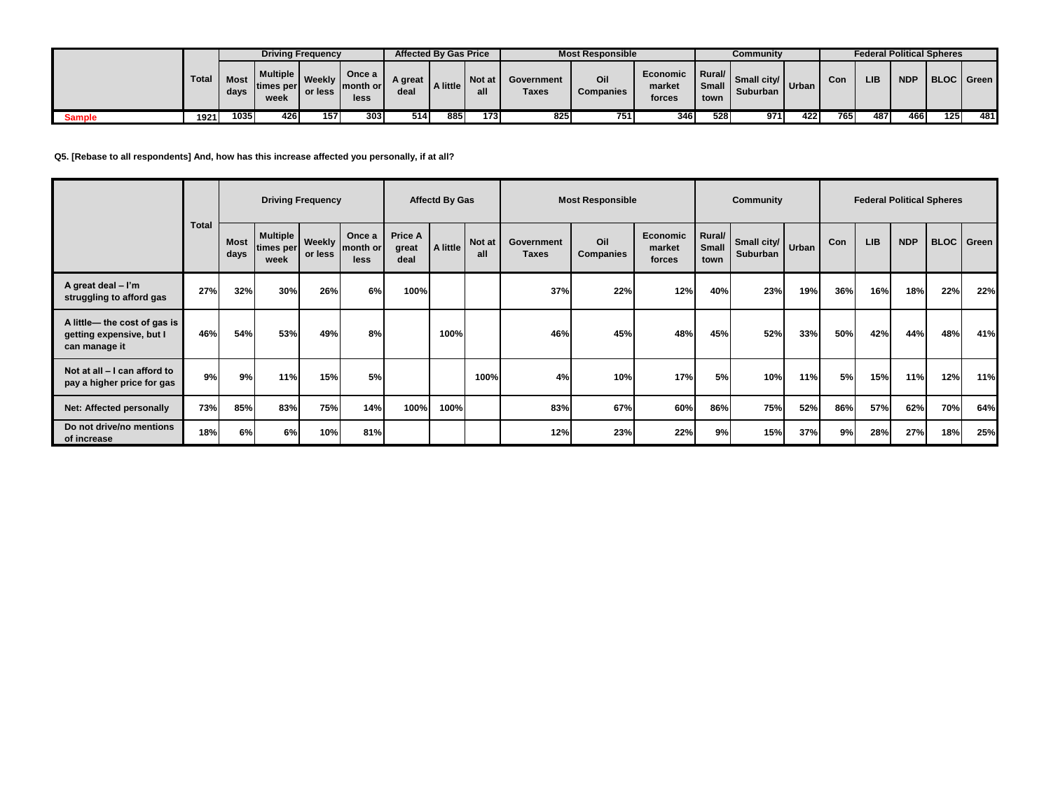| | Total | Driving Frequency | | | | Affected By Gas Price | | | Most Responsible | | | Community | | | Federal Political Spheres | | | | |
|---|---|---|---|---|---|---|---|---|---|---|---|---|---|---|---|---|---|---|---|
| | | Most days | Multiple times per week | Weekly or less | Once a month or less | A great deal | A little | Not at all | Government Taxes | Oil Companies | Economic market forces | Rural/ Small town | Small city/ Suburban | Urban | Con | LIB | NDP | BLOC | Green |
| Sample | 1921 | 1035 | 426 | 157 | 303 | 514 | 885 | 173 | 825 | 751 | 346 | 528 | 971 | 422 | 765 | 487 | 466 | 125 | 481 |

**Q5. [Rebase to all respondents] And, how has this increase affected you personally, if at all?**

| | Total | Driving Frequency | | | | Affectd By Gas | | | Most Responsible | | | Community | | | Federal Political Spheres | | | | |
|---|---|---|---|---|---|---|---|---|---|---|---|---|---|---|---|---|---|---|---|
| | | Most days | Multiple times per week | Weekly or less | Once a month or less | Price A great deal | A little | Not at all | Government Taxes | Oil Companies | Economic market forces | Rural/ Small town | Small city/ Suburban | Urban | Con | LIB | NDP | BLOC | Green |
| A great deal – I'm struggling to afford gas | 27% | 32% | 30% | 26% | 6% | 100% | | | 37% | 22% | 12% | 40% | 23% | 19% | 36% | 16% | 18% | 22% | 22% |
| A little— the cost of gas is getting expensive, but I can manage it | 46% | 54% | 53% | 49% | 8% | | 100% | | 46% | 45% | 48% | 45% | 52% | 33% | 50% | 42% | 44% | 48% | 41% |
| Not at all – I can afford to pay a higher price for gas | 9% | 9% | 11% | 15% | 5% | | | 100% | 4% | 10% | 17% | 5% | 10% | 11% | 5% | 15% | 11% | 12% | 11% |
| Net: Affected personally | 73% | 85% | 83% | 75% | 14% | 100% | 100% | | 83% | 67% | 60% | 86% | 75% | 52% | 86% | 57% | 62% | 70% | 64% |
| Do not drive/no mentions of increase | 18% | 6% | 6% | 10% | 81% | | | | 12% | 23% | 22% | 9% | 15% | 37% | 9% | 28% | 27% | 18% | 25% |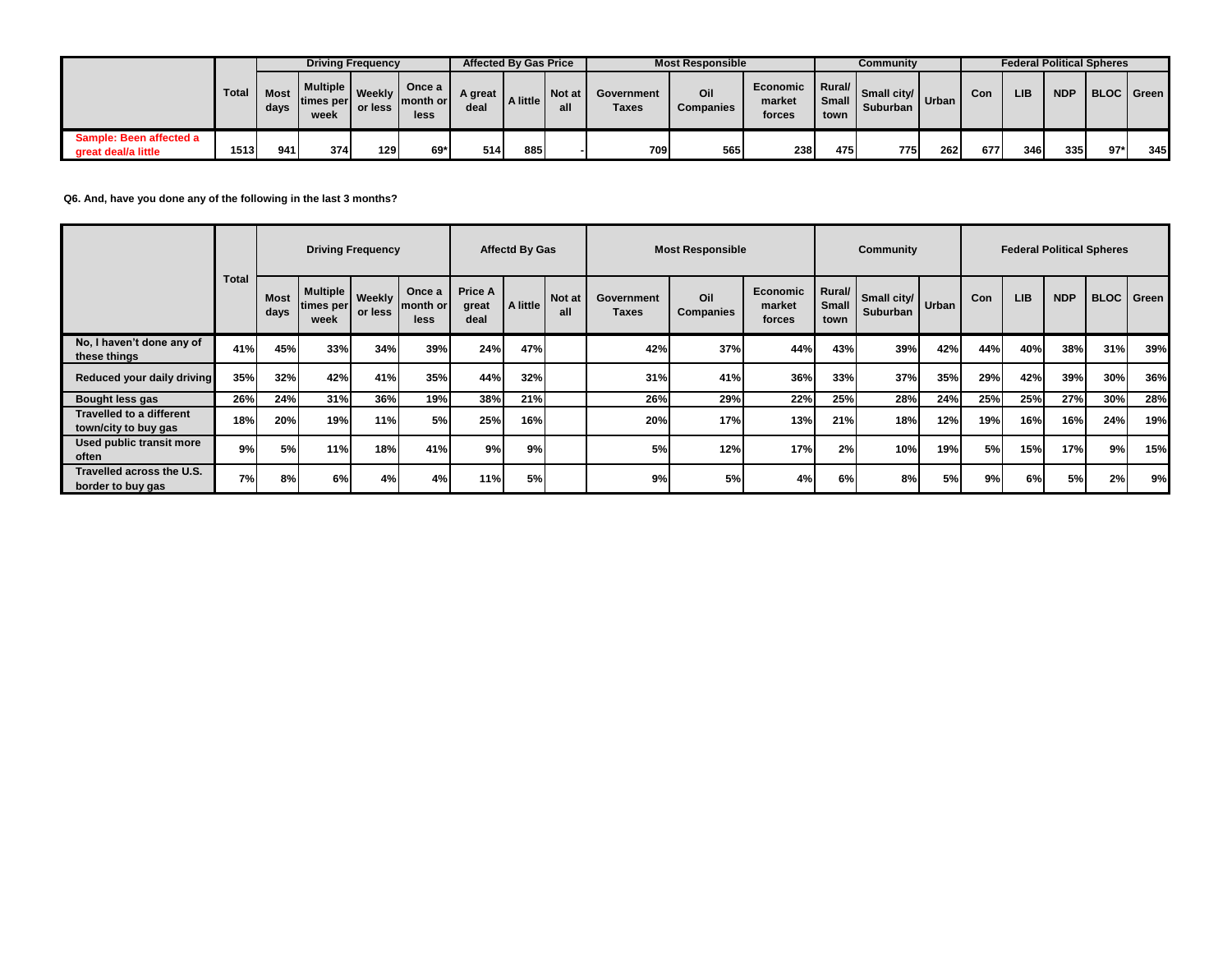| | Total | Driving Frequency | | | | Affected By Gas Price | | | Most Responsible | | | Community | | | Federal Political Spheres | | | | |
|---|---|---|---|---|---|---|---|---|---|---|---|---|---|---|---|---|---|---|---|
| | | Most days | Multiple times per week | Weekly or less | Once a month or less | A great deal | A little | Not at all | Government Taxes | Oil Companies | Economic market forces | Rural/ Small town | Small city/ Suburban | Urban | Con | LIB | NDP | BLOC | Green |
| Sample: Been affected a great deal/a little | 1513 | 941 | 374 | 129 | 69* | 514 | 885 | - | 709 | 565 | 238 | 475 | 775 | 262 | 677 | 346 | 335 | 97* | 345 |

**Q6. And, have you done any of the following in the last 3 months?**

| | Total | Driving Frequency | | | | Affectd By Gas | | | Most Responsible | | | Community | | | Federal Political Spheres | | | | |
|---|---|---|---|---|---|---|---|---|---|---|---|---|---|---|---|---|---|---|---|
| | | Most days | Multiple times per week | Weekly or less | Once a month or less | Price A great deal | A little | Not at all | Government Taxes | Oil Companies | Economic market forces | Rural/ Small town | Small city/ Suburban | Urban | Con | LIB | NDP | BLOC | Green |
| No, I haven't done any of these things | 41% | 45% | 33% | 34% | 39% | 24% | 47% | | 42% | 37% | 44% | 43% | 39% | 42% | 44% | 40% | 38% | 31% | 39% |
| Reduced your daily driving | 35% | 32% | 42% | 41% | 35% | 44% | 32% | | 31% | 41% | 36% | 33% | 37% | 35% | 29% | 42% | 39% | 30% | 36% |
| Bought less gas | 26% | 24% | 31% | 36% | 19% | 38% | 21% | | 26% | 29% | 22% | 25% | 28% | 24% | 25% | 25% | 27% | 30% | 28% |
| Travelled to a different town/city to buy gas | 18% | 20% | 19% | 11% | 5% | 25% | 16% | | 20% | 17% | 13% | 21% | 18% | 12% | 19% | 16% | 16% | 24% | 19% |
| Used public transit more often | 9% | 5% | 11% | 18% | 41% | 9% | 9% | | 5% | 12% | 17% | 2% | 10% | 19% | 5% | 15% | 17% | 9% | 15% |
| Travelled across the U.S. border to buy gas | 7% | 8% | 6% | 4% | 4% | 11% | 5% | | 9% | 5% | 4% | 6% | 8% | 5% | 9% | 6% | 5% | 2% | 9% |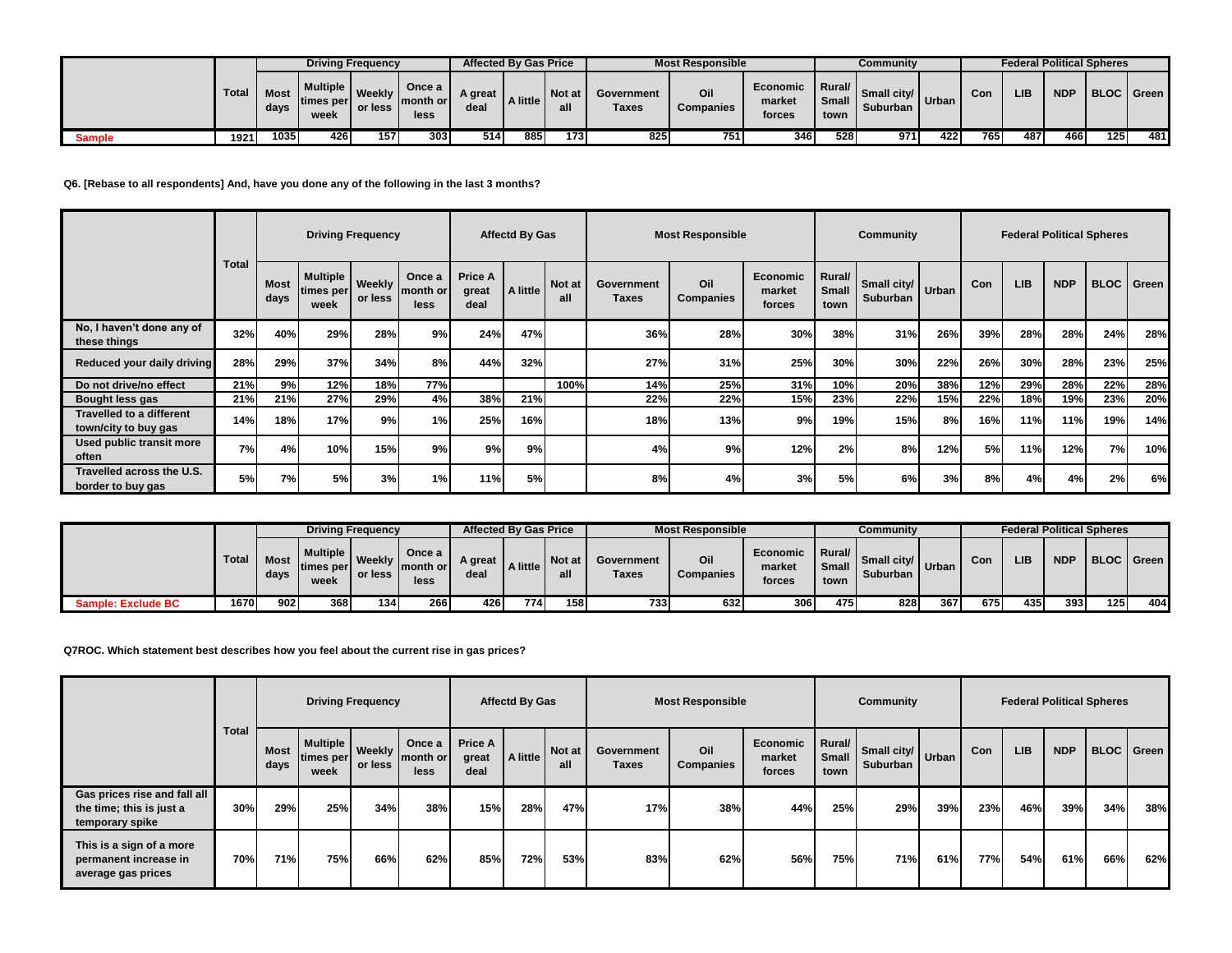| | Total | Driving Frequency | | | | Affected By Gas Price | | | Most Responsible | | | Community | | | Federal Political Spheres | | | | |
|---|---|---|---|---|---|---|---|---|---|---|---|---|---|---|---|---|---|---|---|
| | | Most days | Multiple times per week | Weekly or less | Once a month or less | A great deal | A little | Not at all | Government Taxes | Oil Companies | Economic market forces | Rural/ Small town | Small city/ Suburban | Urban | Con | LIB | NDP | BLOC | Green |
| Sample | 1921 | 1035 | 426 | 157 | 303 | 514 | 885 | 173 | 825 | 751 | 346 | 528 | 971 | 422 | 765 | 487 | 466 | 125 | 481 |

**Q6. [Rebase to all respondents] And, have you done any of the following in the last 3 months?**

| | Total | Driving Frequency | | | | Affectd By Gas | | | Most Responsible | | | Community | | | Federal Political Spheres | | | | |
|---|---|---|---|---|---|---|---|---|---|---|---|---|---|---|---|---|---|---|---|
| | | Most days | Multiple times per week | Weekly or less | Once a month or less | Price A great deal | A little | Not at all | Government Taxes | Oil Companies | Economic market forces | Rural/ Small town | Small city/ Suburban | Urban | Con | LIB | NDP | BLOC | Green |
| No, I haven't done any of these things | 32% | 40% | 29% | 28% | 9% | 24% | 47% | | 36% | 28% | 30% | 38% | 31% | 26% | 39% | 28% | 28% | 24% | 28% |
| Reduced your daily driving | 28% | 29% | 37% | 34% | 8% | 44% | 32% | | 27% | 31% | 25% | 30% | 30% | 22% | 26% | 30% | 28% | 23% | 25% |
| Do not drive/no effect | 21% | 9% | 12% | 18% | 77% | | | 100% | 14% | 25% | 31% | 10% | 20% | 38% | 12% | 29% | 28% | 22% | 28% |
| Bought less gas | 21% | 21% | 27% | 29% | 4% | 38% | 21% | | 22% | 22% | 15% | 23% | 22% | 15% | 22% | 18% | 19% | 23% | 20% |
| Travelled to a different town/city to buy gas | 14% | 18% | 17% | 9% | 1% | 25% | 16% | | 18% | 13% | 9% | 19% | 15% | 8% | 16% | 11% | 11% | 19% | 14% |
| Used public transit more often | 7% | 4% | 10% | 15% | 9% | 9% | 9% | | 4% | 9% | 12% | 2% | 8% | 12% | 5% | 11% | 12% | 7% | 10% |
| Travelled across the U.S. border to buy gas | 5% | 7% | 5% | 3% | 1% | 11% | 5% | | 8% | 4% | 3% | 5% | 6% | 3% | 8% | 4% | 4% | 2% | 6% |

| | Total | Driving Frequency | | | | Affected By Gas Price | | | Most Responsible | | | Community | | | Federal Political Spheres | | | | |
|---|---|---|---|---|---|---|---|---|---|---|---|---|---|---|---|---|---|---|---|
| | | Most days | Multiple times per week | Weekly or less | Once a month or less | A great deal | A little | Not at all | Government Taxes | Oil Companies | Economic market forces | Rural/ Small town | Small city/ Suburban | Urban | Con | LIB | NDP | BLOC | Green |
| Sample: Exclude BC | 1670 | 902 | 368 | 134 | 266 | 426 | 774 | 158 | 733 | 632 | 306 | 475 | 828 | 367 | 675 | 435 | 393 | 125 | 404 |

**Q7ROC. Which statement best describes how you feel about the current rise in gas prices?**

| | Total | Driving Frequency | | | | Affectd By Gas | | | Most Responsible | | | Community | | | Federal Political Spheres | | | | |
|---|---|---|---|---|---|---|---|---|---|---|---|---|---|---|---|---|---|---|---|
| | | Most days | Multiple times per week | Weekly or less | Once a month or less | Price A great deal | A little | Not at all | Government Taxes | Oil Companies | Economic market forces | Rural/ Small town | Small city/ Suburban | Urban | Con | LIB | NDP | BLOC | Green |
| Gas prices rise and fall all the time; this is just a temporary spike | 30% | 29% | 25% | 34% | 38% | 15% | 28% | 47% | 17% | 38% | 44% | 25% | 29% | 39% | 23% | 46% | 39% | 34% | 38% |
| This is a sign of a more permanent increase in average gas prices | 70% | 71% | 75% | 66% | 62% | 85% | 72% | 53% | 83% | 62% | 56% | 75% | 71% | 61% | 77% | 54% | 61% | 66% | 62% |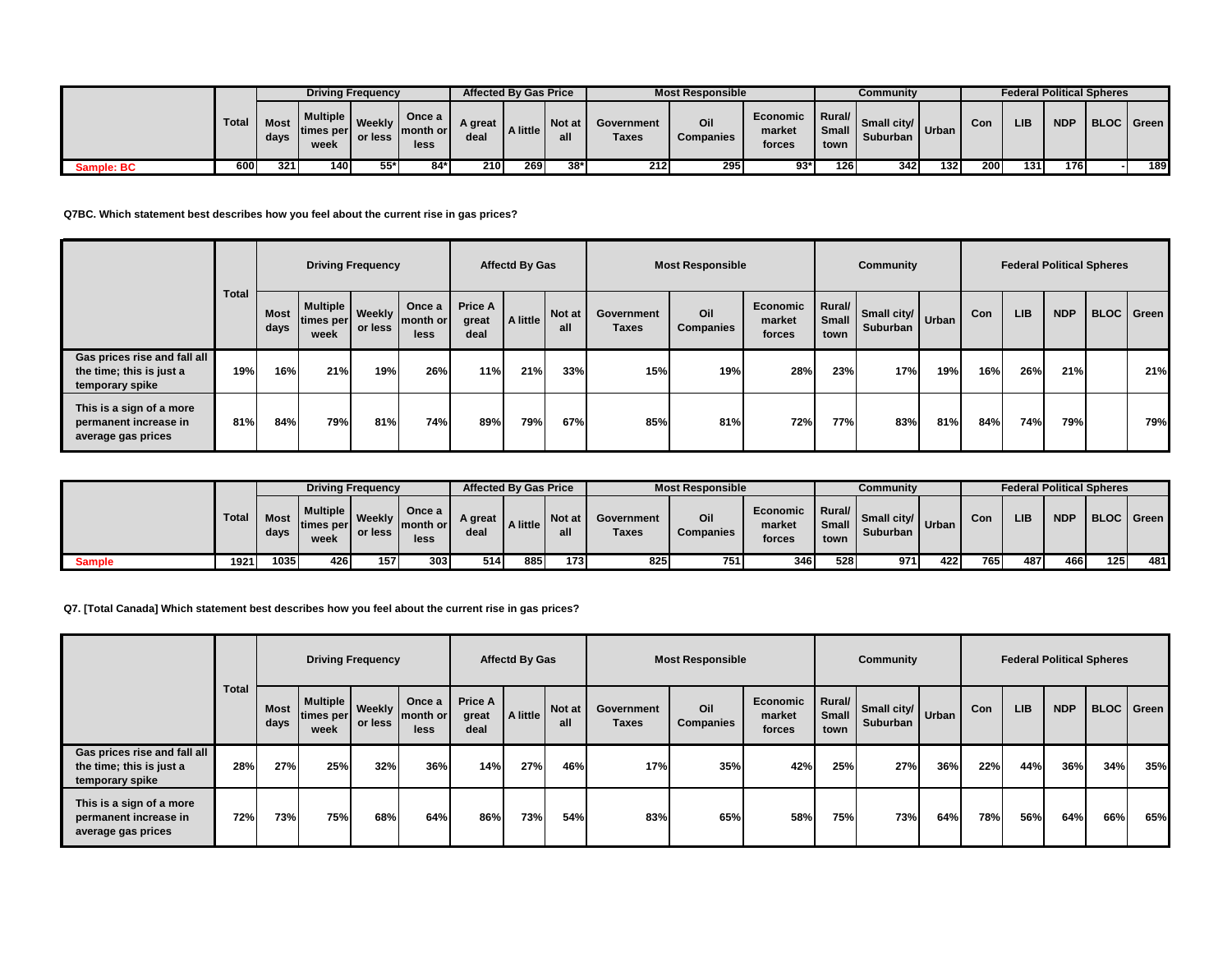| | Total | Driving Frequency | | | | Affected By Gas Price | | | Most Responsible | | | Community | | | Federal Political Spheres | | | | |
|---|---|---|---|---|---|---|---|---|---|---|---|---|---|---|---|---|---|---|---|
| | | Most days | Multiple times per week | Weekly or less | Once a month or less | A great deal | A little | Not at all | Government Taxes | Oil Companies | Economic market forces | Rural/ Small town | Small city/ Suburban | Urban | Con | LIB | NDP | BLOC | Green |
| Sample: BC | 600 | 321 | 140 | 55* | 84* | 210 | 269 | 38* | 212 | 295 | 93* | 126 | 342 | 132 | 200 | 131 | 176 | - | 189 |

**Q7BC. Which statement best describes how you feel about the current rise in gas prices?**

| | Total | Driving Frequency | | | | Affectd By Gas | | | Most Responsible | | | Community | | | Federal Political Spheres | | | | |
|---|---|---|---|---|---|---|---|---|---|---|---|---|---|---|---|---|---|---|---|
| | | Most days | Multiple times per week | Weekly or less | Once a month or less | Price A great deal | A little | Not at all | Government Taxes | Oil Companies | Economic market forces | Rural/ Small town | Small city/ Suburban | Urban | Con | LIB | NDP | BLOC | Green |
| Gas prices rise and fall all the time; this is just a temporary spike | 19% | 16% | 21% | 19% | 26% | 11% | 21% | 33% | 15% | 19% | 28% | 23% | 17% | 19% | 16% | 26% | 21% | | 21% |
| This is a sign of a more permanent increase in average gas prices | 81% | 84% | 79% | 81% | 74% | 89% | 79% | 67% | 85% | 81% | 72% | 77% | 83% | 81% | 84% | 74% | 79% | | 79% |

| | Total | Driving Frequency | | | | Affected By Gas Price | | | Most Responsible | | | Community | | | Federal Political Spheres | | | | |
|---|---|---|---|---|---|---|---|---|---|---|---|---|---|---|---|---|---|---|---|
| | | Most days | Multiple times per week | Weekly or less | Once a month or less | A great deal | A little | Not at all | Government Taxes | Oil Companies | Economic market forces | Rural/ Small town | Small city/ Suburban | Urban | Con | LIB | NDP | BLOC | Green |
| Sample | 1921 | 1035 | 426 | 157 | 303 | 514 | 885 | 173 | 825 | 751 | 346 | 528 | 971 | 422 | 765 | 487 | 466 | 125 | 481 |

**Q7. [Total Canada] Which statement best describes how you feel about the current rise in gas prices?**

| | Total | Driving Frequency | | | | Affectd By Gas | | | Most Responsible | | | Community | | | Federal Political Spheres | | | | |
|---|---|---|---|---|---|---|---|---|---|---|---|---|---|---|---|---|---|---|---|
| | | Most days | Multiple times per week | Weekly or less | Once a month or less | Price A great deal | A little | Not at all | Government Taxes | Oil Companies | Economic market forces | Rural/ Small town | Small city/ Suburban | Urban | Con | LIB | NDP | BLOC | Green |
| Gas prices rise and fall all the time; this is just a temporary spike | 28% | 27% | 25% | 32% | 36% | 14% | 27% | 46% | 17% | 35% | 42% | 25% | 27% | 36% | 22% | 44% | 36% | 34% | 35% |
| This is a sign of a more permanent increase in average gas prices | 72% | 73% | 75% | 68% | 64% | 86% | 73% | 54% | 83% | 65% | 58% | 75% | 73% | 64% | 78% | 56% | 64% | 66% | 65% |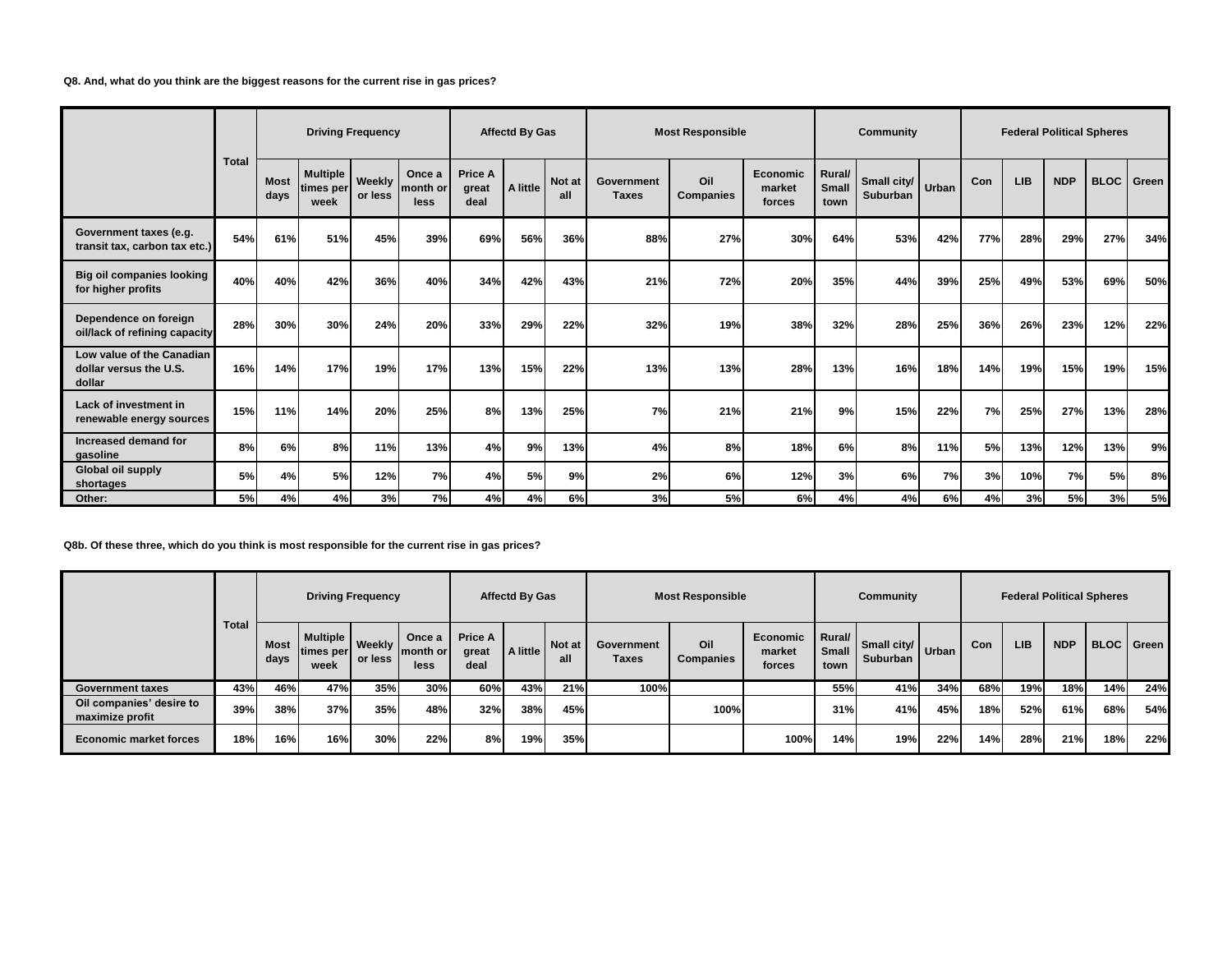**Q8. And, what do you think are the biggest reasons for the current rise in gas prices?**

| | Total | Driving Frequency | | | | Affectd By Gas | | | Most Responsible | | | Community | | | Federal Political Spheres | | | | |
|---|---|---|---|---|---|---|---|---|---|---|---|---|---|---|---|---|---|---|---|
| | | Most days | Multiple times per week | Weekly or less | Once a month or less | Price A great deal | A little | Not at all | Government Taxes | Oil Companies | Economic market forces | Rural/ Small town | Small city/ Suburban | Urban | Con | LIB | NDP | BLOC | Green |
| Government taxes (e.g. transit tax, carbon tax etc.) | 54% | 61% | 51% | 45% | 39% | 69% | 56% | 36% | 88% | 27% | 30% | 64% | 53% | 42% | 77% | 28% | 29% | 27% | 34% |
| Big oil companies looking for higher profits | 40% | 40% | 42% | 36% | 40% | 34% | 42% | 43% | 21% | 72% | 20% | 35% | 44% | 39% | 25% | 49% | 53% | 69% | 50% |
| Dependence on foreign oil/lack of refining capacity | 28% | 30% | 30% | 24% | 20% | 33% | 29% | 22% | 32% | 19% | 38% | 32% | 28% | 25% | 36% | 26% | 23% | 12% | 22% |
| Low value of the Canadian dollar versus the U.S. dollar | 16% | 14% | 17% | 19% | 17% | 13% | 15% | 22% | 13% | 13% | 28% | 13% | 16% | 18% | 14% | 19% | 15% | 19% | 15% |
| Lack of investment in renewable energy sources | 15% | 11% | 14% | 20% | 25% | 8% | 13% | 25% | 7% | 21% | 21% | 9% | 15% | 22% | 7% | 25% | 27% | 13% | 28% |
| Increased demand for gasoline | 8% | 6% | 8% | 11% | 13% | 4% | 9% | 13% | 4% | 8% | 18% | 6% | 8% | 11% | 5% | 13% | 12% | 13% | 9% |
| Global oil supply shortages | 5% | 4% | 5% | 12% | 7% | 4% | 5% | 9% | 2% | 6% | 12% | 3% | 6% | 7% | 3% | 10% | 7% | 5% | 8% |
| Other: | 5% | 4% | 4% | 3% | 7% | 4% | 4% | 6% | 3% | 5% | 6% | 4% | 4% | 6% | 4% | 3% | 5% | 3% | 5% |

**Q8b. Of these three, which do you think is most responsible for the current rise in gas prices?**

| | Total | Driving Frequency | | | | Affectd By Gas | | | Most Responsible | | | Community | | | Federal Political Spheres | | | | |
|---|---|---|---|---|---|---|---|---|---|---|---|---|---|---|---|---|---|---|---|
| | | Most days | Multiple times per week | Weekly or less | Once a month or less | Price A great deal | A little | Not at all | Government Taxes | Oil Companies | Economic market forces | Rural/ Small town | Small city/ Suburban | Urban | Con | LIB | NDP | BLOC | Green |
| Government taxes | 43% | 46% | 47% | 35% | 30% | 60% | 43% | 21% | 100% | | | 55% | 41% | 34% | 68% | 19% | 18% | 14% | 24% |
| Oil companies' desire to maximize profit | 39% | 38% | 37% | 35% | 48% | 32% | 38% | 45% | | 100% | | 31% | 41% | 45% | 18% | 52% | 61% | 68% | 54% |
| Economic market forces | 18% | 16% | 16% | 30% | 22% | 8% | 19% | 35% | | | 100% | 14% | 19% | 22% | 14% | 28% | 21% | 18% | 22% |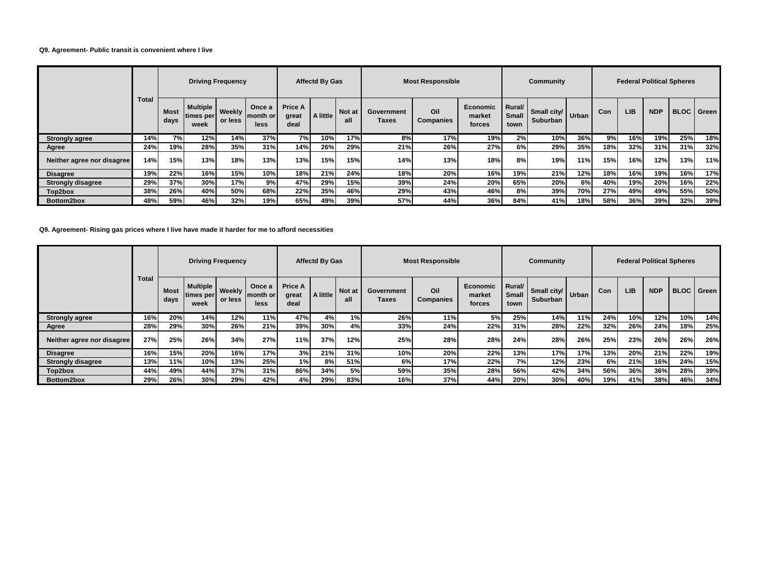**Q9. Agreement- Public transit is convenient where I live**

| | Total | Driving Frequency | | | | Affectd By Gas | | | Most Responsible | | | Community | | | Federal Political Spheres | | | | |
|---|---|---|---|---|---|---|---|---|---|---|---|---|---|---|---|---|---|---|---|
| | | Most days | Multiple times per week | Weekly or less | Once a month or less | Price A great deal | A little | Not at all | Government Taxes | Oil Companies | Economic market forces | Rural/ Small town | Small city/ Suburban | Urban | Con | LIB | NDP | BLOC | Green |
| Strongly agree | 14% | 7% | 12% | 14% | 37% | 7% | 10% | 17% | 8% | 17% | 19% | 2% | 10% | 36% | 9% | 16% | 19% | 25% | 18% |
| Agree | 24% | 19% | 28% | 35% | 31% | 14% | 26% | 29% | 21% | 26% | 27% | 6% | 29% | 35% | 18% | 32% | 31% | 31% | 32% |
| Neither agree nor disagree | 14% | 15% | 13% | 18% | 13% | 13% | 15% | 15% | 14% | 13% | 18% | 8% | 19% | 11% | 15% | 16% | 12% | 13% | 11% |
| Disagree | 19% | 22% | 16% | 15% | 10% | 18% | 21% | 24% | 18% | 20% | 16% | 19% | 21% | 12% | 18% | 16% | 19% | 16% | 17% |
| Strongly disagree | 29% | 37% | 30% | 17% | 9% | 47% | 29% | 15% | 39% | 24% | 20% | 65% | 20% | 6% | 40% | 19% | 20% | 16% | 22% |
| Top2box | 38% | 26% | 40% | 50% | 68% | 22% | 35% | 46% | 29% | 43% | 46% | 8% | 39% | 70% | 27% | 49% | 49% | 55% | 50% |
| Bottom2box | 48% | 59% | 46% | 32% | 19% | 65% | 49% | 39% | 57% | 44% | 36% | 84% | 41% | 18% | 58% | 36% | 39% | 32% | 39% |

**Q9. Agreement- Rising gas prices where I live have made it harder for me to afford necessities**

| | Total | Driving Frequency | | | | Affectd By Gas | | | Most Responsible | | | Community | | | Federal Political Spheres | | | | |
|---|---|---|---|---|---|---|---|---|---|---|---|---|---|---|---|---|---|---|---|
| | | Most days | Multiple times per week | Weekly or less | Once a month or less | Price A great deal | A little | Not at all | Government Taxes | Oil Companies | Economic market forces | Rural/ Small town | Small city/ Suburban | Urban | Con | LIB | NDP | BLOC | Green |
| Strongly agree | 16% | 20% | 14% | 12% | 11% | 47% | 4% | 1% | 26% | 11% | 5% | 25% | 14% | 11% | 24% | 10% | 12% | 10% | 14% |
| Agree | 28% | 29% | 30% | 26% | 21% | 39% | 30% | 4% | 33% | 24% | 22% | 31% | 28% | 22% | 32% | 26% | 24% | 18% | 25% |
| Neither agree nor disagree | 27% | 25% | 26% | 34% | 27% | 11% | 37% | 12% | 25% | 28% | 28% | 24% | 28% | 26% | 25% | 23% | 26% | 26% | 26% |
| Disagree | 16% | 15% | 20% | 16% | 17% | 3% | 21% | 31% | 10% | 20% | 22% | 13% | 17% | 17% | 13% | 20% | 21% | 22% | 19% |
| Strongly disagree | 13% | 11% | 10% | 13% | 25% | 1% | 8% | 51% | 6% | 17% | 22% | 7% | 12% | 23% | 6% | 21% | 16% | 24% | 15% |
| Top2box | 44% | 49% | 44% | 37% | 31% | 86% | 34% | 5% | 59% | 35% | 28% | 56% | 42% | 34% | 56% | 36% | 36% | 28% | 39% |
| Bottom2box | 29% | 26% | 30% | 29% | 42% | 4% | 29% | 83% | 16% | 37% | 44% | 20% | 30% | 40% | 19% | 41% | 38% | 46% | 34% |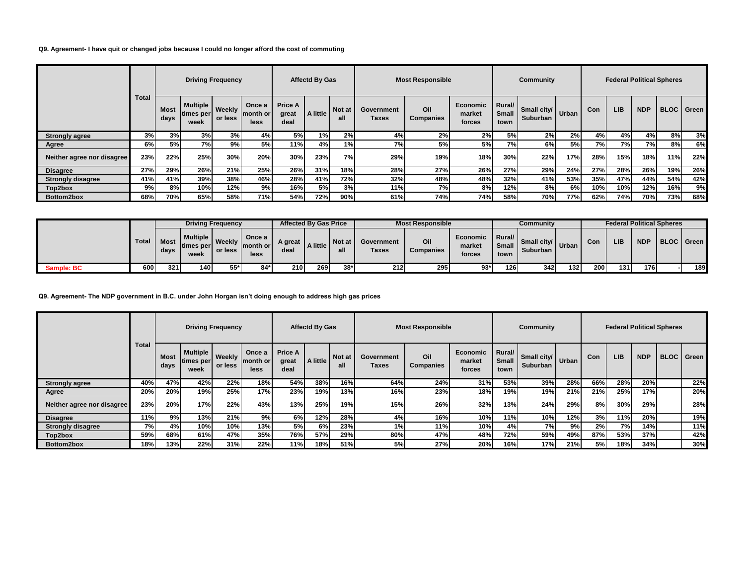**Q9. Agreement- I have quit or changed jobs because I could no longer afford the cost of commuting**

| | Total | Driving Frequency | | | | Affectd By Gas | | | Most Responsible | | | Community | | | Federal Political Spheres | | | | |
|---|---|---|---|---|---|---|---|---|---|---|---|---|---|---|---|---|---|---|---|
| | | Most days | Multiple times per week | Weekly or less | Once a month or less | Price A great deal | A little | Not at all | Government Taxes | Oil Companies | Economic market forces | Rural/ Small town | Small city/ Suburban | Urban | Con | LIB | NDP | BLOC | Green |
| Strongly agree | 3% | 3% | 3% | 3% | 4% | 5% | 1% | 2% | 4% | 2% | 2% | 5% | 2% | 2% | 4% | 4% | 4% | 8% | 3% |
| Agree | 6% | 5% | 7% | 9% | 5% | 11% | 4% | 1% | 7% | 5% | 5% | 7% | 6% | 5% | 7% | 7% | 7% | 8% | 6% |
| Neither agree nor disagree | 23% | 22% | 25% | 30% | 20% | 30% | 23% | 7% | 29% | 19% | 18% | 30% | 22% | 17% | 28% | 15% | 18% | 11% | 22% |
| Disagree | 27% | 29% | 26% | 21% | 25% | 26% | 31% | 18% | 28% | 27% | 26% | 27% | 29% | 24% | 27% | 28% | 26% | 19% | 26% |
| Strongly disagree | 41% | 41% | 39% | 38% | 46% | 28% | 41% | 72% | 32% | 48% | 48% | 32% | 41% | 53% | 35% | 47% | 44% | 54% | 42% |
| Top2box | 9% | 8% | 10% | 12% | 9% | 16% | 5% | 3% | 11% | 7% | 8% | 12% | 8% | 6% | 10% | 10% | 12% | 16% | 9% |
| Bottom2box | 68% | 70% | 65% | 58% | 71% | 54% | 72% | 90% | 61% | 74% | 74% | 58% | 70% | 77% | 62% | 74% | 70% | 73% | 68% |

| | Total | Driving Frequency | | | | Affected By Gas Price | | | Most Responsible | | | Community | | | Federal Political Spheres | | | | |
|---|---|---|---|---|---|---|---|---|---|---|---|---|---|---|---|---|---|---|---|
| | | Most days | Multiple times per week | Weekly or less | Once a month or less | A great deal | A little | Not at all | Government Taxes | Oil Companies | Economic market forces | Rural/ Small town | Small city/ Suburban | Urban | Con | LIB | NDP | BLOC | Green |
| Sample: BC | 600 | 321 | 140 | 55* | 84* | 210 | 269 | 38* | 212 | 295 | 93* | 126 | 342 | 132 | 200 | 131 | 176 | - | 189 |

**Q9. Agreement- The NDP government in B.C. under John Horgan isn't doing enough to address high gas prices**

| | Total | Driving Frequency | | | | Affectd By Gas | | | Most Responsible | | | Community | | | Federal Political Spheres | | | | |
|---|---|---|---|---|---|---|---|---|---|---|---|---|---|---|---|---|---|---|---|
| | | Most days | Multiple times per week | Weekly or less | Once a month or less | Price A great deal | A little | Not at all | Government Taxes | Oil Companies | Economic market forces | Rural/ Small town | Small city/ Suburban | Urban | Con | LIB | NDP | BLOC | Green |
| Strongly agree | 40% | 47% | 42% | 22% | 18% | 54% | 38% | 16% | 64% | 24% | 31% | 53% | 39% | 28% | 66% | 28% | 20% | | 22% |
| Agree | 20% | 20% | 19% | 25% | 17% | 23% | 19% | 13% | 16% | 23% | 18% | 19% | 19% | 21% | 21% | 25% | 17% | | 20% |
| Neither agree nor disagree | 23% | 20% | 17% | 22% | 43% | 13% | 25% | 19% | 15% | 26% | 32% | 13% | 24% | 29% | 8% | 30% | 29% | | 28% |
| Disagree | 11% | 9% | 13% | 21% | 9% | 6% | 12% | 28% | 4% | 16% | 10% | 11% | 10% | 12% | 3% | 11% | 20% | | 19% |
| Strongly disagree | 7% | 4% | 10% | 10% | 13% | 5% | 6% | 23% | 1% | 11% | 10% | 4% | 7% | 9% | 2% | 7% | 14% | | 11% |
| Top2box | 59% | 68% | 61% | 47% | 35% | 76% | 57% | 29% | 80% | 47% | 48% | 72% | 59% | 49% | 87% | 53% | 37% | | 42% |
| Bottom2box | 18% | 13% | 22% | 31% | 22% | 11% | 18% | 51% | 5% | 27% | 20% | 16% | 17% | 21% | 5% | 18% | 34% | | 30% |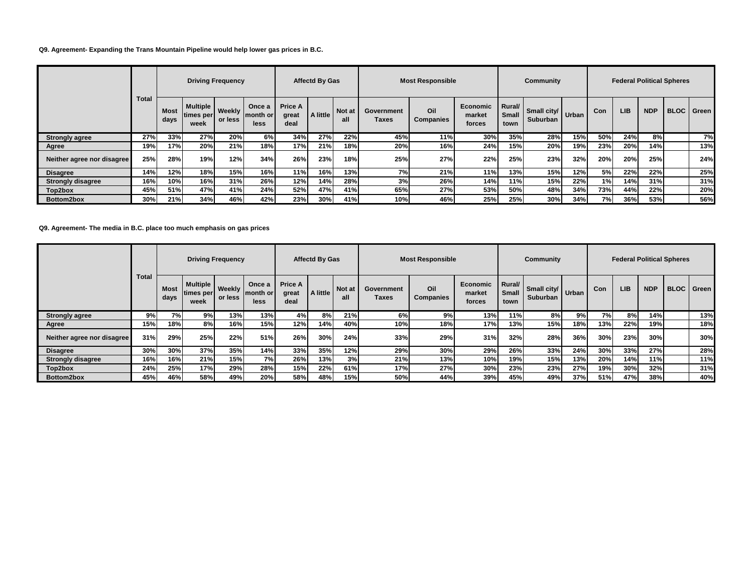**Q9. Agreement- Expanding the Trans Mountain Pipeline would help lower gas prices in B.C.**

| | Total | Driving Frequency | | | | Affectd By Gas | | | Most Responsible | | | Community | | | Federal Political Spheres | | | | |
|---|---|---|---|---|---|---|---|---|---|---|---|---|---|---|---|---|---|---|---|
| | | Most days | Multiple times per week | Weekly or less | Once a month or less | Price A great deal | A little | Not at all | Government Taxes | Oil Companies | Economic market forces | Rural/ Small town | Small city/ Suburban | Urban | Con | LIB | NDP | BLOC | Green |
| Strongly agree | 27% | 33% | 27% | 20% | 6% | 34% | 27% | 22% | 45% | 11% | 30% | 35% | 28% | 15% | 50% | 24% | 8% | | 7% |
| Agree | 19% | 17% | 20% | 21% | 18% | 17% | 21% | 18% | 20% | 16% | 24% | 15% | 20% | 19% | 23% | 20% | 14% | | 13% |
| Neither agree nor disagree | 25% | 28% | 19% | 12% | 34% | 26% | 23% | 18% | 25% | 27% | 22% | 25% | 23% | 32% | 20% | 20% | 25% | | 24% |
| Disagree | 14% | 12% | 18% | 15% | 16% | 11% | 16% | 13% | 7% | 21% | 11% | 13% | 15% | 12% | 5% | 22% | 22% | | 25% |
| Strongly disagree | 16% | 10% | 16% | 31% | 26% | 12% | 14% | 28% | 3% | 26% | 14% | 11% | 15% | 22% | 1% | 14% | 31% | | 31% |
| Top2box | 45% | 51% | 47% | 41% | 24% | 52% | 47% | 41% | 65% | 27% | 53% | 50% | 48% | 34% | 73% | 44% | 22% | | 20% |
| Bottom2box | 30% | 21% | 34% | 46% | 42% | 23% | 30% | 41% | 10% | 46% | 25% | 25% | 30% | 34% | 7% | 36% | 53% | | 56% |

**Q9. Agreement- The media in B.C. place too much emphasis on gas prices**

| | Total | Driving Frequency | | | | Affectd By Gas | | | Most Responsible | | | Community | | | Federal Political Spheres | | | | |
|---|---|---|---|---|---|---|---|---|---|---|---|---|---|---|---|---|---|---|---|
| | | Most days | Multiple times per week | Weekly or less | Once a month or less | Price A great deal | A little | Not at all | Government Taxes | Oil Companies | Economic market forces | Rural/ Small town | Small city/ Suburban | Urban | Con | LIB | NDP | BLOC | Green |
| Strongly agree | 9% | 7% | 9% | 13% | 13% | 4% | 8% | 21% | 6% | 9% | 13% | 11% | 8% | 9% | 7% | 8% | 14% | | 13% |
| Agree | 15% | 18% | 8% | 16% | 15% | 12% | 14% | 40% | 10% | 18% | 17% | 13% | 15% | 18% | 13% | 22% | 19% | | 18% |
| Neither agree nor disagree | 31% | 29% | 25% | 22% | 51% | 26% | 30% | 24% | 33% | 29% | 31% | 32% | 28% | 36% | 30% | 23% | 30% | | 30% |
| Disagree | 30% | 30% | 37% | 35% | 14% | 33% | 35% | 12% | 29% | 30% | 29% | 26% | 33% | 24% | 30% | 33% | 27% | | 28% |
| Strongly disagree | 16% | 16% | 21% | 15% | 7% | 26% | 13% | 3% | 21% | 13% | 10% | 19% | 15% | 13% | 20% | 14% | 11% | | 11% |
| Top2box | 24% | 25% | 17% | 29% | 28% | 15% | 22% | 61% | 17% | 27% | 30% | 23% | 23% | 27% | 19% | 30% | 32% | | 31% |
| Bottom2box | 45% | 46% | 58% | 49% | 20% | 58% | 48% | 15% | 50% | 44% | 39% | 45% | 49% | 37% | 51% | 47% | 38% | | 40% |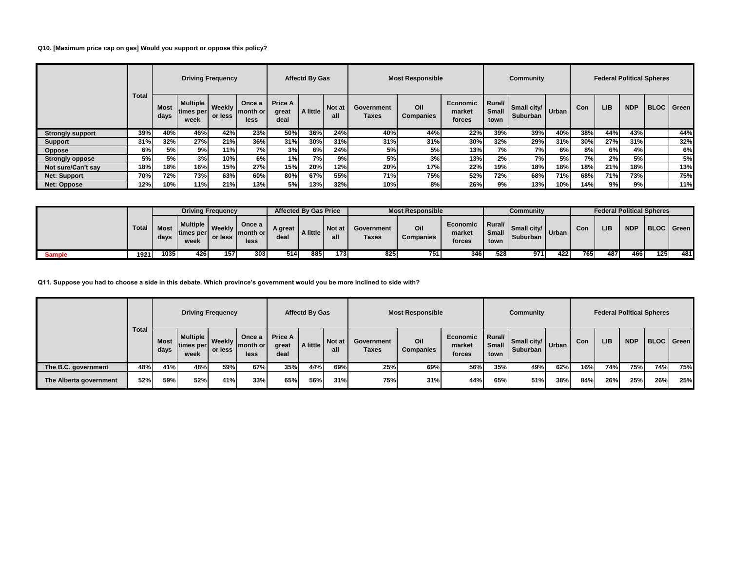**Q10. [Maximum price cap on gas] Would you support or oppose this policy?**

| | Total | Driving Frequency | | | | Affectd By Gas | | | Most Responsible | | | Community | | | Federal Political Spheres | | | | |
|---|---|---|---|---|---|---|---|---|---|---|---|---|---|---|---|---|---|---|---|
| | | Most days | Multiple times per week | Weekly or less | Once a month or less | Price A great deal | A little | Not at all | Government Taxes | Oil Companies | Economic market forces | Rural/ Small town | Small city/ Suburban | Urban | Con | LIB | NDP | BLOC | Green |
| Strongly support | 39% | 40% | 46% | 42% | 23% | 50% | 36% | 24% | 40% | 44% | 22% | 39% | 39% | 40% | 38% | 44% | 43% | | 44% |
| Support | 31% | 32% | 27% | 21% | 36% | 31% | 30% | 31% | 31% | 31% | 30% | 32% | 29% | 31% | 30% | 27% | 31% | | 32% |
| Oppose | 6% | 5% | 9% | 11% | 7% | 3% | 6% | 24% | 5% | 5% | 13% | 7% | 7% | 6% | 8% | 6% | 4% | | 6% |
| Strongly oppose | 5% | 5% | 3% | 10% | 6% | 1% | 7% | 9% | 5% | 3% | 13% | 2% | 7% | 5% | 7% | 2% | 5% | | 5% |
| Not sure/Can't say | 18% | 18% | 16% | 15% | 27% | 15% | 20% | 12% | 20% | 17% | 22% | 19% | 18% | 18% | 18% | 21% | 18% | | 13% |
| Net: Support | 70% | 72% | 73% | 63% | 60% | 80% | 67% | 55% | 71% | 75% | 52% | 72% | 68% | 71% | 68% | 71% | 73% | | 75% |
| Net: Oppose | 12% | 10% | 11% | 21% | 13% | 5% | 13% | 32% | 10% | 8% | 26% | 9% | 13% | 10% | 14% | 9% | 9% | | 11% |

| | Total | Driving Frequency | | | | Affected By Gas Price | | | Most Responsible | | | Community | | | Federal Political Spheres | | | | |
|---|---|---|---|---|---|---|---|---|---|---|---|---|---|---|---|---|---|---|---|
| | | Most days | Multiple times per week | Weekly or less | Once a month or less | A great deal | A little | Not at all | Government Taxes | Oil Companies | Economic market forces | Rural/ Small town | Small city/ Suburban | Urban | Con | LIB | NDP | BLOC | Green |
| Sample | 1921 | 1035 | 426 | 157 | 303 | 514 | 885 | 173 | 825 | 751 | 346 | 528 | 971 | 422 | 765 | 487 | 466 | 125 | 481 |

**Q11. Suppose you had to choose a side in this debate. Which province's government would you be more inclined to side with?**

| | Total | Driving Frequency | | | | Affectd By Gas | | | Most Responsible | | | Community | | | Federal Political Spheres | | | | |
|---|---|---|---|---|---|---|---|---|---|---|---|---|---|---|---|---|---|---|---|
| | | Most days | Multiple times per week | Weekly or less | Once a month or less | Price A great deal | A little | Not at all | Government Taxes | Oil Companies | Economic market forces | Rural/ Small town | Small city/ Suburban | Urban | Con | LIB | NDP | BLOC | Green |
| The B.C. government | 48% | 41% | 48% | 59% | 67% | 35% | 44% | 69% | 25% | 69% | 56% | 35% | 49% | 62% | 16% | 74% | 75% | 74% | 75% |
| The Alberta government | 52% | 59% | 52% | 41% | 33% | 65% | 56% | 31% | 75% | 31% | 44% | 65% | 51% | 38% | 84% | 26% | 25% | 26% | 25% |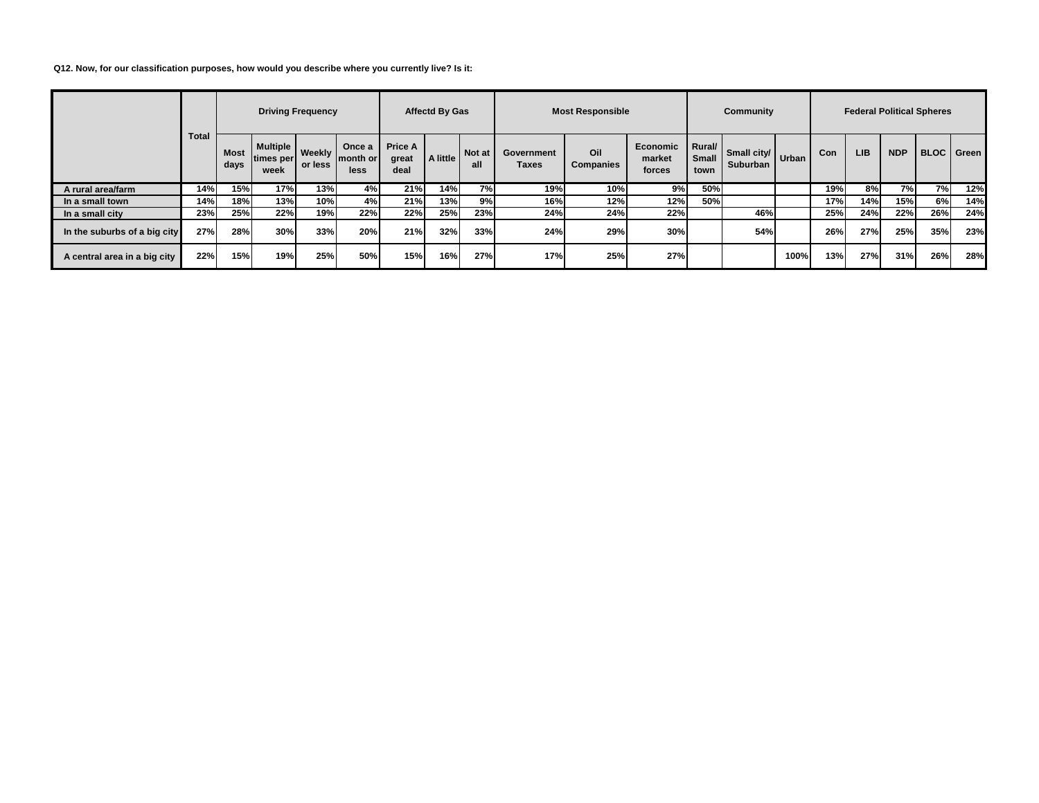**Q12. Now, for our classification purposes, how would you describe where you currently live? Is it:**

| | Total | Driving Frequency | | | | Affectd By Gas | | | Most Responsible | | | Community | | | Federal Political Spheres | | | | |
|---|---|---|---|---|---|---|---|---|---|---|---|---|---|---|---|---|---|---|---|
| | | Most days | Multiple times per week | Weekly or less | Once a month or less | Price A great deal | A little | Not at all | Government Taxes | Oil Companies | Economic market forces | Rural/ Small town | Small city/ Suburban | Urban | Con | LIB | NDP | BLOC | Green |
| A rural area/farm | 14% | 15% | 17% | 13% | 4% | 21% | 14% | 7% | 19% | 10% | 9% | 50% | | | 19% | 8% | 7% | 7% | 12% |
| In a small town | 14% | 18% | 13% | 10% | 4% | 21% | 13% | 9% | 16% | 12% | 12% | 50% | | | 17% | 14% | 15% | 6% | 14% |
| In a small city | 23% | 25% | 22% | 19% | 22% | 22% | 25% | 23% | 24% | 24% | 22% | | 46% | | 25% | 24% | 22% | 26% | 24% |
| In the suburbs of a big city | 27% | 28% | 30% | 33% | 20% | 21% | 32% | 33% | 24% | 29% | 30% | | 54% | | 26% | 27% | 25% | 35% | 23% |
| A central area in a big city | 22% | 15% | 19% | 25% | 50% | 15% | 16% | 27% | 17% | 25% | 27% | | | 100% | 13% | 27% | 31% | 26% | 28% |